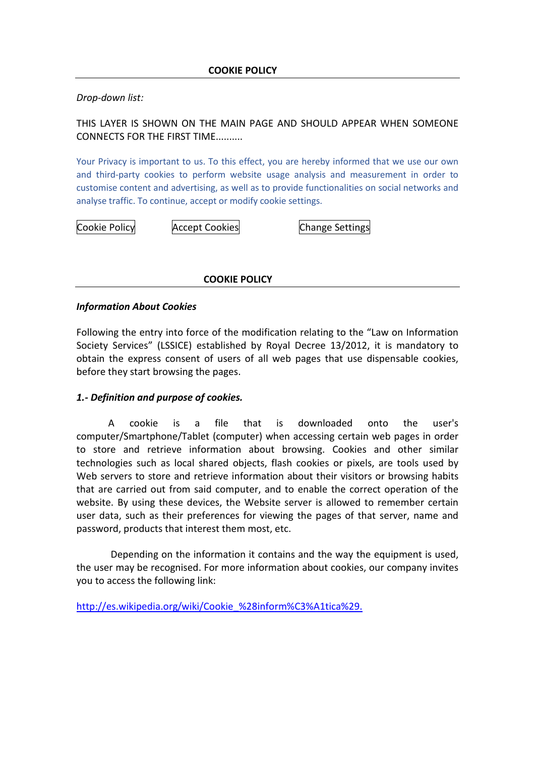# COOKIE POLICY

*Drop-down list:*

THIS LAYER IS SHOWN ON THE MAIN PAGE AND SHOULD APPEAR WHEN SOMEONE CONNECTS FOR THE FIRST TIME..........

Your Privacy is important to us. To this effect, you are hereby informed that we use our own and third-party cookies to perform website usage analysis and measurement in order to customise content and advertising, as well as to provide functionalities on social networks and analyse traffic. To continue, accept or modify cookie settings.

Cookie Policy | Accept Cookies | Change Settings

# COOKIE POLICY

***Information About Cookies***

Following the entry into force of the modification relating to the "Law on Information Society Services" (LSSICE) established by Royal Decree 13/2012, it is mandatory to obtain the express consent of users of all web pages that use dispensable cookies, before they start browsing the pages.

***1.- Definition and purpose of cookies.***

A cookie is a file that is downloaded onto the user's computer/Smartphone/Tablet (computer) when accessing certain web pages in order to store and retrieve information about browsing. Cookies and other similar technologies such as local shared objects, flash cookies or pixels, are tools used by Web servers to store and retrieve information about their visitors or browsing habits that are carried out from said computer, and to enable the correct operation of the website. By using these devices, the Website server is allowed to remember certain user data, such as their preferences for viewing the pages of that server, name and password, products that interest them most, etc.

Depending on the information it contains and the way the equipment is used, the user may be recognised. For more information about cookies, our company invites you to access the following link:

http://es.wikipedia.org/wiki/Cookie_%28inform%C3%A1tica%29.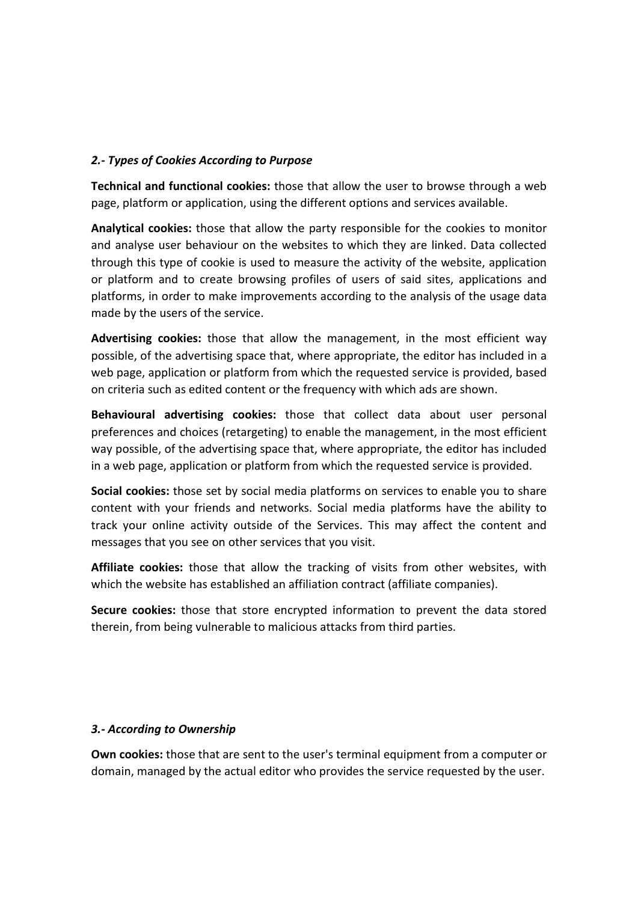### *2.- Types of Cookies According to Purpose*

**Technical and functional cookies:** those that allow the user to browse through a web page, platform or application, using the different options and services available.

**Analytical cookies:** those that allow the party responsible for the cookies to monitor and analyse user behaviour on the websites to which they are linked. Data collected through this type of cookie is used to measure the activity of the website, application or platform and to create browsing profiles of users of said sites, applications and platforms, in order to make improvements according to the analysis of the usage data made by the users of the service.

**Advertising cookies:** those that allow the management, in the most efficient way possible, of the advertising space that, where appropriate, the editor has included in a web page, application or platform from which the requested service is provided, based on criteria such as edited content or the frequency with which ads are shown.

**Behavioural advertising cookies:** those that collect data about user personal preferences and choices (retargeting) to enable the management, in the most efficient way possible, of the advertising space that, where appropriate, the editor has included in a web page, application or platform from which the requested service is provided.

**Social cookies:** those set by social media platforms on services to enable you to share content with your friends and networks. Social media platforms have the ability to track your online activity outside of the Services. This may affect the content and messages that you see on other services that you visit.

**Affiliate cookies:** those that allow the tracking of visits from other websites, with which the website has established an affiliation contract (affiliate companies).

**Secure cookies:** those that store encrypted information to prevent the data stored therein, from being vulnerable to malicious attacks from third parties.

### *3.- According to Ownership*

**Own cookies:** those that are sent to the user's terminal equipment from a computer or domain, managed by the actual editor who provides the service requested by the user.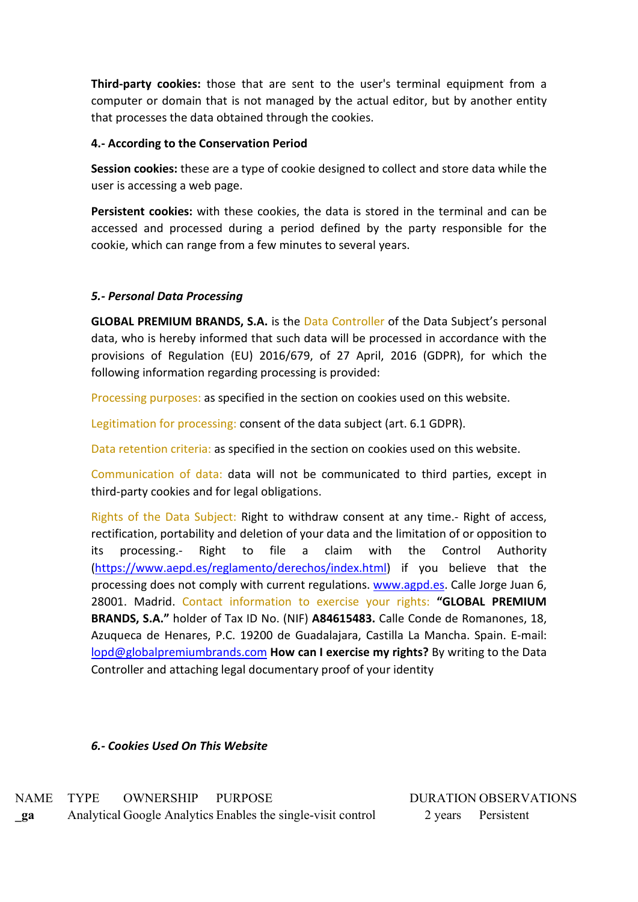**Third-party cookies:** those that are sent to the user's terminal equipment from a computer or domain that is not managed by the actual editor, but by another entity that processes the data obtained through the cookies.

**4.- According to the Conservation Period**

**Session cookies:** these are a type of cookie designed to collect and store data while the user is accessing a web page.

**Persistent cookies:** with these cookies, the data is stored in the terminal and can be accessed and processed during a period defined by the party responsible for the cookie, which can range from a few minutes to several years.

### *5.- Personal Data Processing*

**GLOBAL PREMIUM BRANDS, S.A.** is the Data Controller of the Data Subject's personal data, who is hereby informed that such data will be processed in accordance with the provisions of Regulation (EU) 2016/679, of 27 April, 2016 (GDPR), for which the following information regarding processing is provided:

Processing purposes: as specified in the section on cookies used on this website.

Legitimation for processing: consent of the data subject (art. 6.1 GDPR).

Data retention criteria: as specified in the section on cookies used on this website.

Communication of data: data will not be communicated to third parties, except in third-party cookies and for legal obligations.

Rights of the Data Subject: Right to withdraw consent at any time.- Right of access, rectification, portability and deletion of your data and the limitation of or opposition to its processing.- Right to file a claim with the Control Authority (https://www.aepd.es/reglamento/derechos/index.html) if you believe that the processing does not comply with current regulations. www.agpd.es. Calle Jorge Juan 6, 28001. Madrid. Contact information to exercise your rights: **"GLOBAL PREMIUM BRANDS, S.A."** holder of Tax ID No. (NIF) **A84615483.** Calle Conde de Romanones, 18, Azuqueca de Henares, P.C. 19200 de Guadalajara, Castilla La Mancha. Spain. E-mail: lopd@globalpremiumbrands.com **How can I exercise my rights?** By writing to the Data Controller and attaching legal documentary proof of your identity

### *6.- Cookies Used On This Website*

| NAME | TYPE | OWNERSHIP | PURPOSE | DURATION | OBSERVATIONS |
|---|---|---|---|---|---|
| **_ga** | Analytical | Google Analytics | Enables the single-visit control | 2 years | Persistent |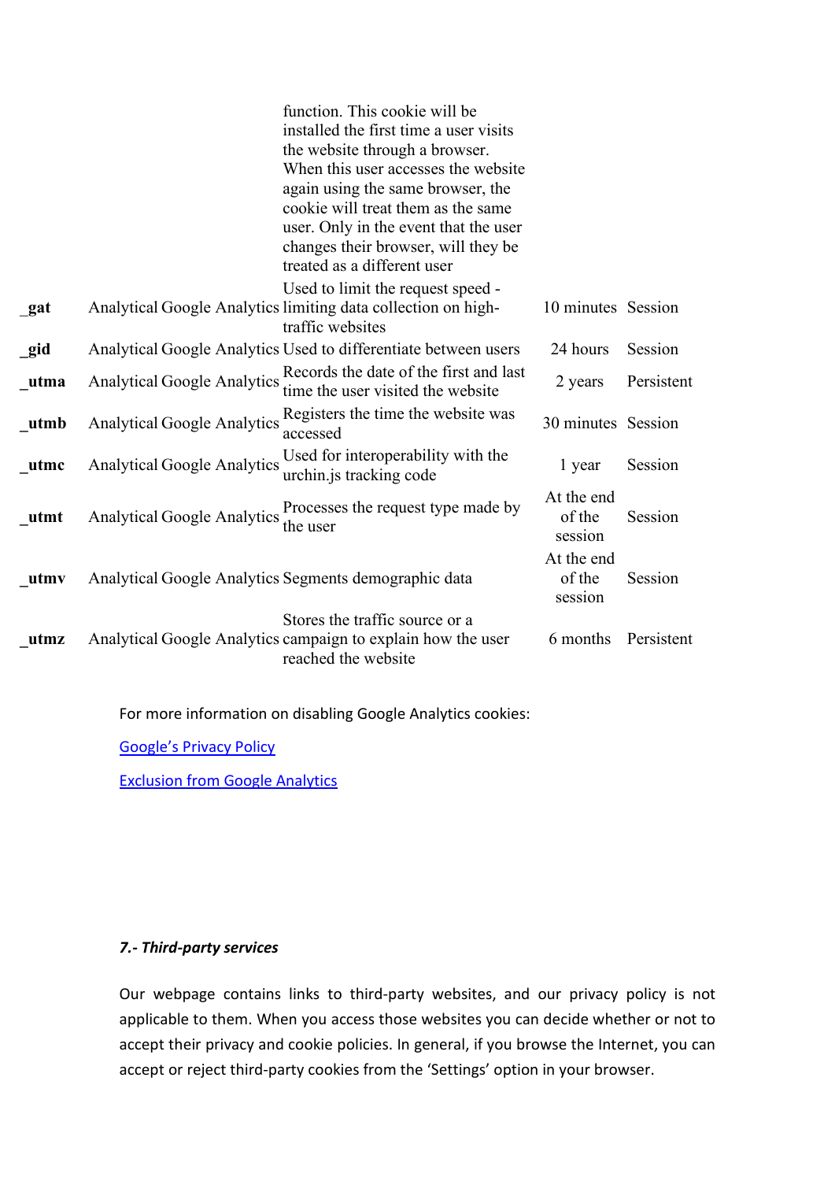| | | function. This cookie will be installed the first time a user visits the website through a browser. When this user accesses the website again using the same browser, the cookie will treat them as the same user. Only in the event that the user changes their browser, will they be treated as a different user | | |
|---|---|---|---|---|
| **_gat** | Analytical Google Analytics | Used to limit the request speed - limiting data collection on high-traffic websites | 10 minutes | Session |
| **_gid** | Analytical Google Analytics | Used to differentiate between users | 24 hours | Session |
| **_utma** | Analytical Google Analytics | Records the date of the first and last time the user visited the website | 2 years | Persistent |
| **_utmb** | Analytical Google Analytics | Registers the time the website was accessed | 30 minutes | Session |
| **_utmc** | Analytical Google Analytics | Used for interoperability with the urchin.js tracking code | 1 year | Session |
| **_utmt** | Analytical Google Analytics | Processes the request type made by the user | At the end of the session | Session |
| **_utmv** | Analytical Google Analytics | Segments demographic data | At the end of the session | Session |
| **_utmz** | Analytical Google Analytics | Stores the traffic source or a campaign to explain how the user reached the website | 6 months | Persistent |

For more information on disabling Google Analytics cookies:

[Google's Privacy Policy]()

[Exclusion from Google Analytics]()

### *7.- Third-party services*

Our webpage contains links to third-party websites, and our privacy policy is not applicable to them. When you access those websites you can decide whether or not to accept their privacy and cookie policies. In general, if you browse the Internet, you can accept or reject third-party cookies from the 'Settings' option in your browser.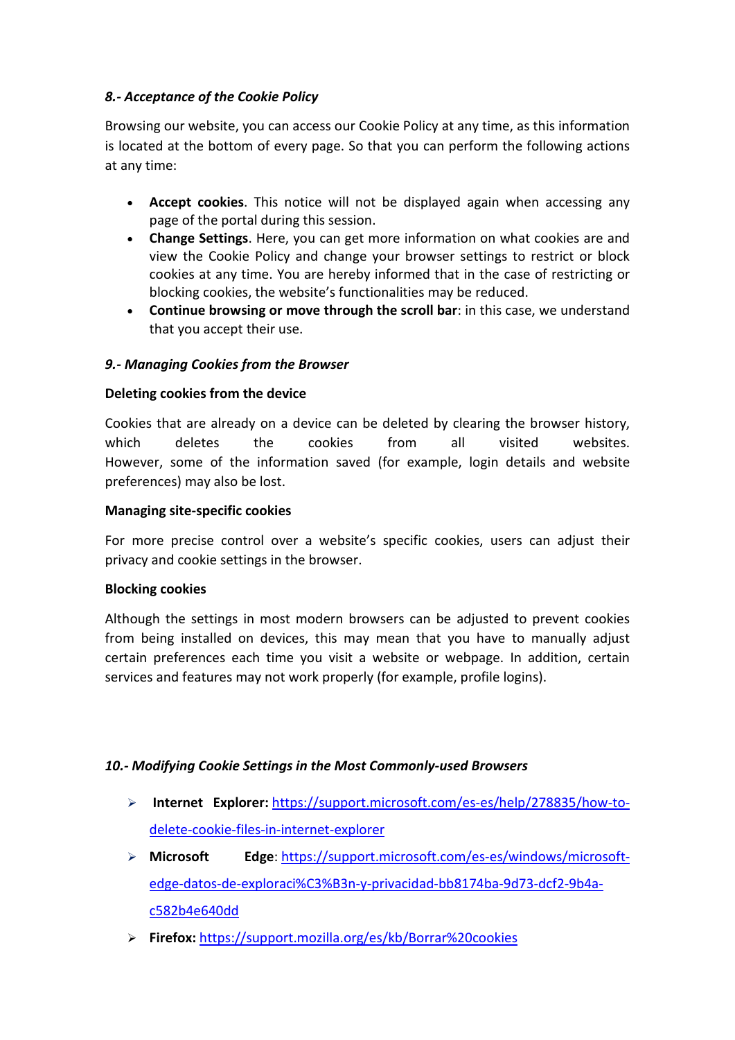### *8.- Acceptance of the Cookie Policy*

Browsing our website, you can access our Cookie Policy at any time, as this information is located at the bottom of every page. So that you can perform the following actions at any time:

- **Accept cookies**. This notice will not be displayed again when accessing any page of the portal during this session.
- **Change Settings**. Here, you can get more information on what cookies are and view the Cookie Policy and change your browser settings to restrict or block cookies at any time. You are hereby informed that in the case of restricting or blocking cookies, the website's functionalities may be reduced.
- **Continue browsing or move through the scroll bar**: in this case, we understand that you accept their use.

### *9.- Managing Cookies from the Browser*

**Deleting cookies from the device**

Cookies that are already on a device can be deleted by clearing the browser history, which deletes the cookies from all visited websites. However, some of the information saved (for example, login details and website preferences) may also be lost.

**Managing site-specific cookies**

For more precise control over a website's specific cookies, users can adjust their privacy and cookie settings in the browser.

**Blocking cookies**

Although the settings in most modern browsers can be adjusted to prevent cookies from being installed on devices, this may mean that you have to manually adjust certain preferences each time you visit a website or webpage. In addition, certain services and features may not work properly (for example, profile logins).

### *10.- Modifying Cookie Settings in the Most Commonly-used Browsers*

- **Internet Explorer:** https://support.microsoft.com/es-es/help/278835/how-to-delete-cookie-files-in-internet-explorer
- **Microsoft Edge**: https://support.microsoft.com/es-es/windows/microsoft-edge-datos-de-exploraci%C3%B3n-y-privacidad-bb8174ba-9d73-dcf2-9b4a-c582b4e640dd
- **Firefox:** https://support.mozilla.org/es/kb/Borrar%20cookies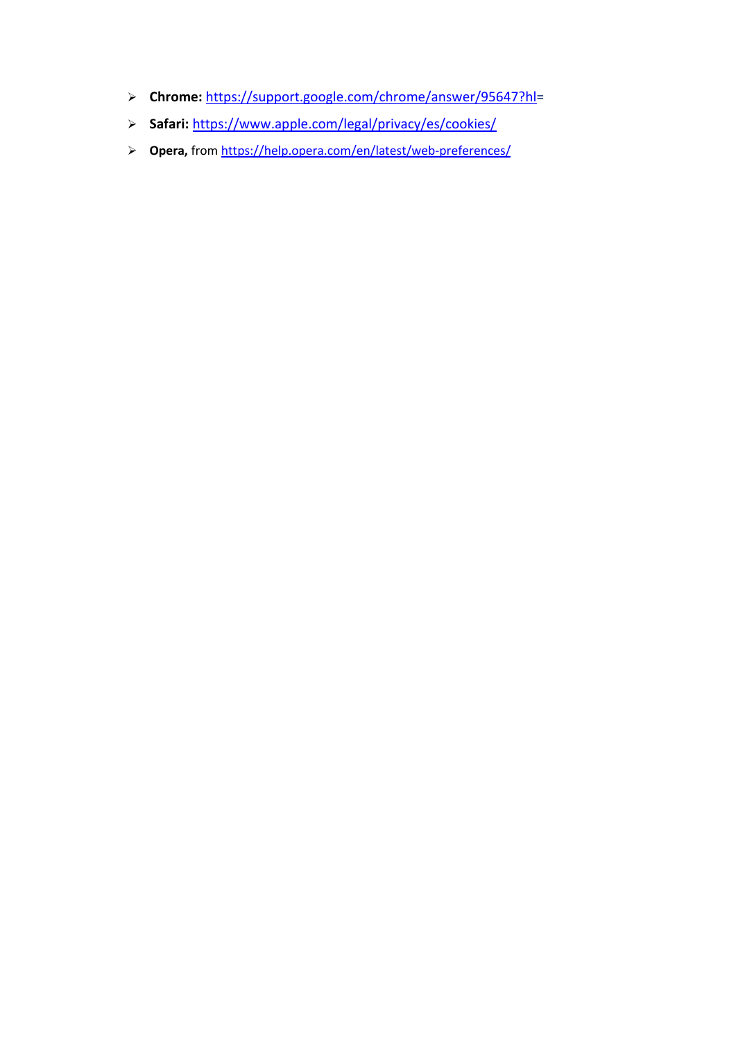- **Chrome:** https://support.google.com/chrome/answer/95647?hl=
- **Safari:** https://www.apple.com/legal/privacy/es/cookies/
- **Opera,** from https://help.opera.com/en/latest/web-preferences/